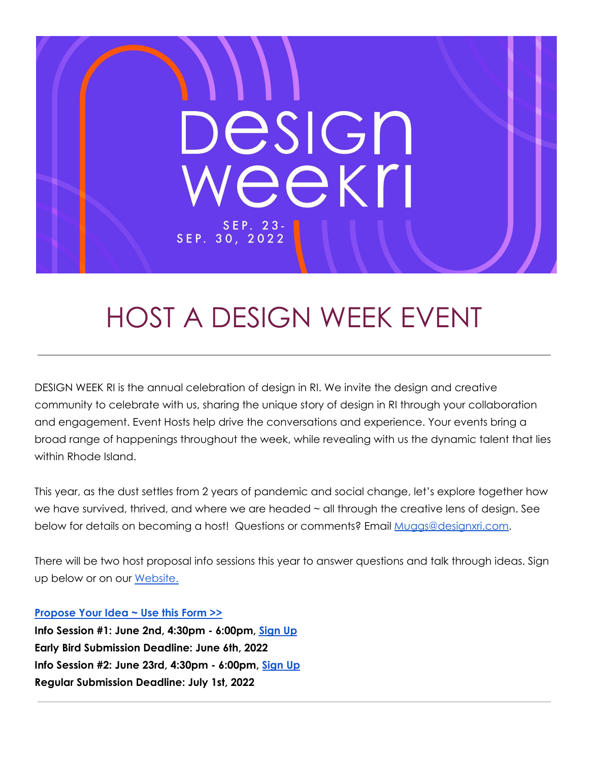Design
weekri

SEP. 23-
SEP. 30, 2022

# HOST A DESIGN WEEK EVENT

---

DESIGN WEEK RI is the annual celebration of design in RI. We invite the design and creative community to celebrate with us, sharing the unique story of design in RI through your collaboration and engagement. Event Hosts help drive the conversations and experience. Your events bring a broad range of happenings throughout the week, while revealing with us the dynamic talent that lies within Rhode Island.

This year, as the dust settles from 2 years of pandemic and social change, let's explore together how we have survived, thrived, and where we are headed ~ all through the creative lens of design. See below for details on becoming a host! Questions or comments? Email Muggs@designxri.com.

There will be two host proposal info sessions this year to answer questions and talk through ideas. Sign up below or on our Website.

**Propose Your Idea ~ Use this Form >>**
**Info Session #1: June 2nd, 4:30pm - 6:00pm, Sign Up**
**Early Bird Submission Deadline: June 6th, 2022**
**Info Session #2: June 23rd, 4:30pm - 6:00pm, Sign Up**
**Regular Submission Deadline: July 1st, 2022**

---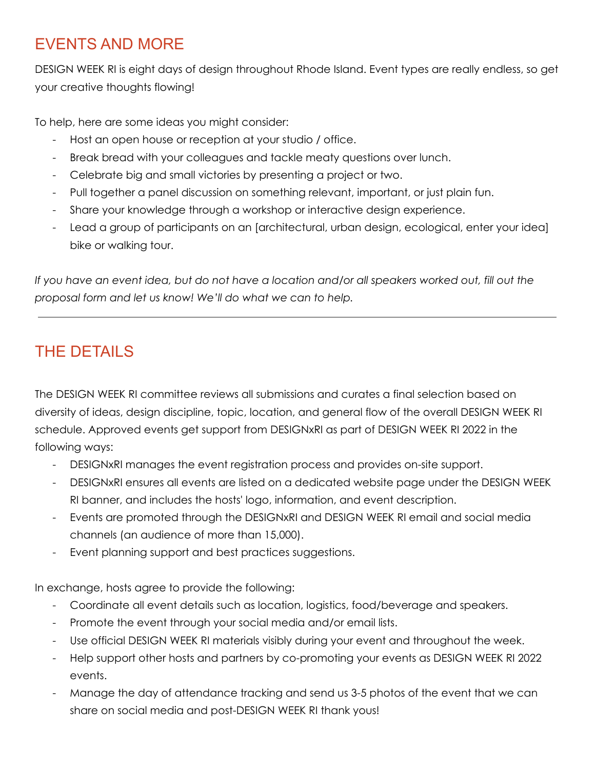## EVENTS AND MORE

DESIGN WEEK RI is eight days of design throughout Rhode Island. Event types are really endless, so get your creative thoughts flowing!

To help, here are some ideas you might consider:

- Host an open house or reception at your studio / office.
- Break bread with your colleagues and tackle meaty questions over lunch.
- Celebrate big and small victories by presenting a project or two.
- Pull together a panel discussion on something relevant, important, or just plain fun.
- Share your knowledge through a workshop or interactive design experience.
- Lead a group of participants on an [architectural, urban design, ecological, enter your idea] bike or walking tour.

*If you have an event idea, but do not have a location and/or all speakers worked out, fill out the proposal form and let us know! We'll do what we can to help.*

---

## THE DETAILS

The DESIGN WEEK RI committee reviews all submissions and curates a final selection based on diversity of ideas, design discipline, topic, location, and general flow of the overall DESIGN WEEK RI schedule. Approved events get support from DESIGNxRI as part of DESIGN WEEK RI 2022 in the following ways:

- DESIGNxRI manages the event registration process and provides on-site support.
- DESIGNxRI ensures all events are listed on a dedicated website page under the DESIGN WEEK RI banner, and includes the hosts' logo, information, and event description.
- Events are promoted through the DESIGNxRI and DESIGN WEEK RI email and social media channels (an audience of more than 15,000).
- Event planning support and best practices suggestions.

In exchange, hosts agree to provide the following:

- Coordinate all event details such as location, logistics, food/beverage and speakers.
- Promote the event through your social media and/or email lists.
- Use official DESIGN WEEK RI materials visibly during your event and throughout the week.
- Help support other hosts and partners by co-promoting your events as DESIGN WEEK RI 2022 events.
- Manage the day of attendance tracking and send us 3-5 photos of the event that we can share on social media and post-DESIGN WEEK RI thank yous!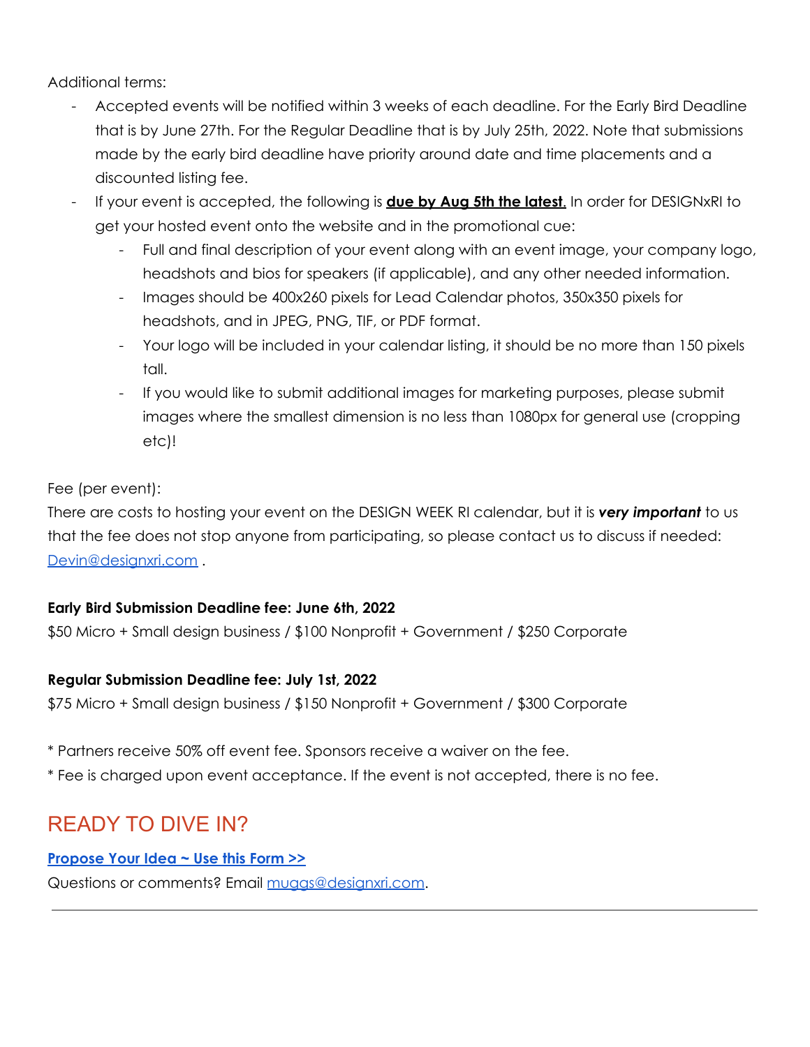Additional terms:

- Accepted events will be notified within 3 weeks of each deadline. For the Early Bird Deadline that is by June 27th. For the Regular Deadline that is by July 25th, 2022. Note that submissions made by the early bird deadline have priority around date and time placements and a discounted listing fee.
- If your event is accepted, the following is **due by Aug 5th the latest.** In order for DESIGNxRI to get your hosted event onto the website and in the promotional cue:
    - Full and final description of your event along with an event image, your company logo, headshots and bios for speakers (if applicable), and any other needed information.
    - Images should be 400x260 pixels for Lead Calendar photos, 350x350 pixels for headshots, and in JPEG, PNG, TIF, or PDF format.
    - Your logo will be included in your calendar listing, it should be no more than 150 pixels tall.
    - If you would like to submit additional images for marketing purposes, please submit images where the smallest dimension is no less than 1080px for general use (cropping etc)!

Fee (per event):

There are costs to hosting your event on the DESIGN WEEK RI calendar, but it is ***very important*** to us that the fee does not stop anyone from participating, so please contact us to discuss if needed: Devin@designxri.com .

**Early Bird Submission Deadline fee: June 6th, 2022**

$50 Micro + Small design business / $100 Nonprofit + Government / $250 Corporate

**Regular Submission Deadline fee: July 1st, 2022**

$75 Micro + Small design business / $150 Nonprofit + Government / $300 Corporate

* Partners receive 50% off event fee. Sponsors receive a waiver on the fee.
* Fee is charged upon event acceptance. If the event is not accepted, there is no fee.

## READY TO DIVE IN?

**Propose Your Idea ~ Use this Form >>**

Questions or comments? Email muggs@designxri.com.

---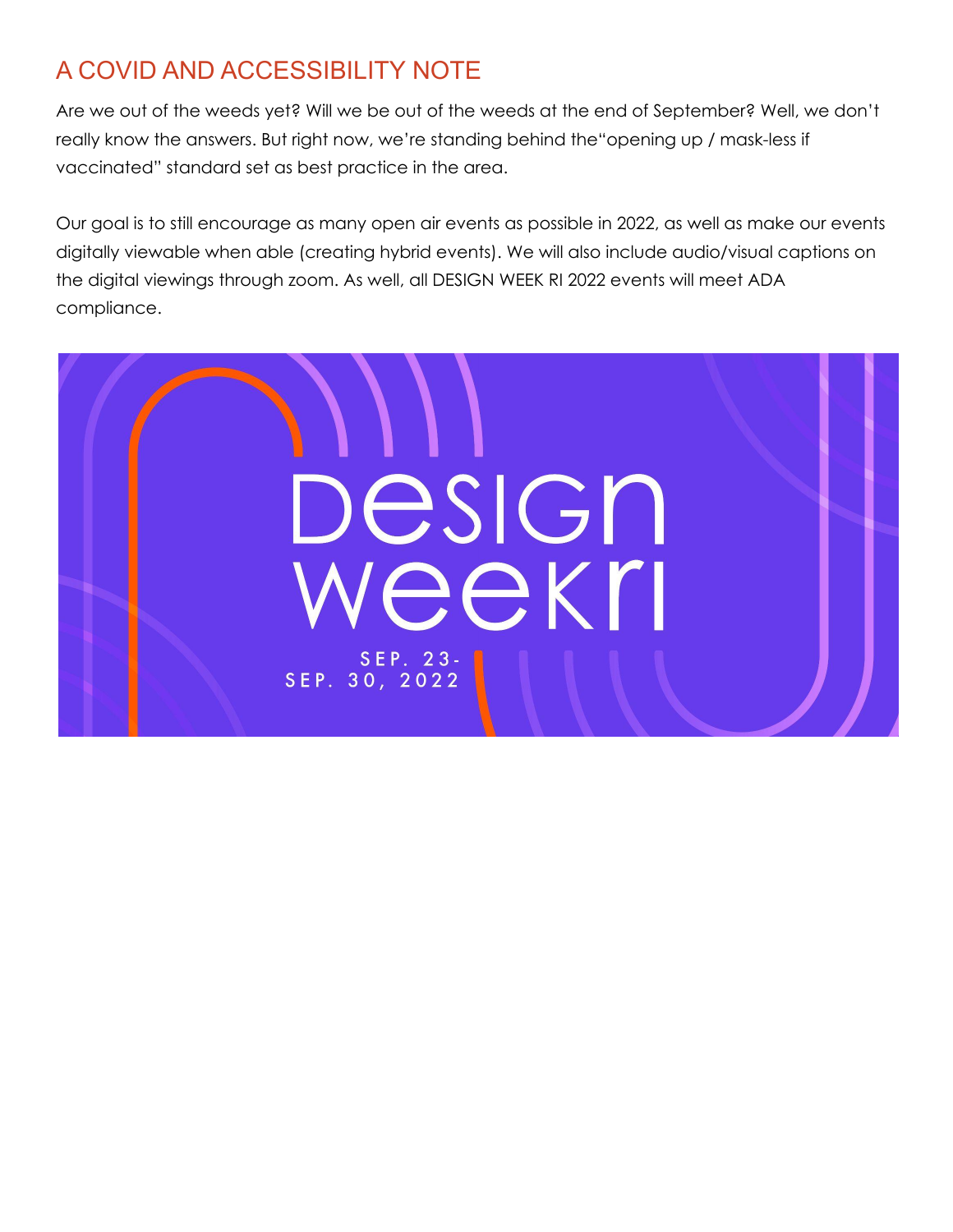## A COVID AND ACCESSIBILITY NOTE

Are we out of the weeds yet? Will we be out of the weeds at the end of September? Well, we don't really know the answers. But right now, we're standing behind the"opening up / mask-less if vaccinated" standard set as best practice in the area.

Our goal is to still encourage as many open air events as possible in 2022, as well as make our events digitally viewable when able (creating hybrid events). We will also include audio/visual captions on the digital viewings through zoom. As well, all DESIGN WEEK RI 2022 events will meet ADA compliance.

DESIGN
WEEKRI
SEP. 23-
SEP. 30, 2022